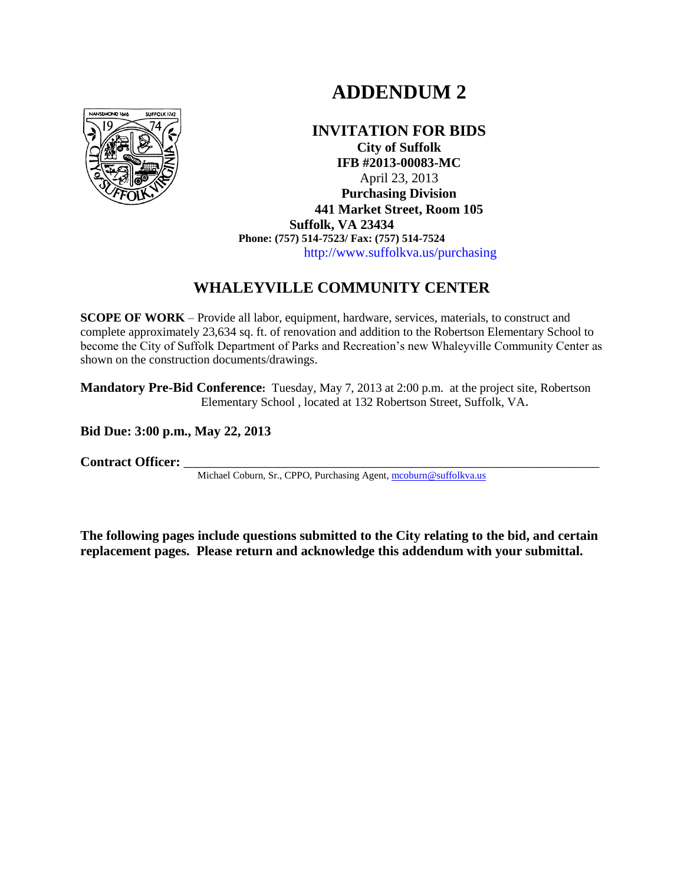# ADDENDUM 2

## INVITATION FOR BIDS

**City of Suffolk**
**IFB #2013-00083-MC**
April 23, 2013
**Purchasing Division**
**441 Market Street, Room 105**
**Suffolk, VA 23434**
**Phone: (757) 514-7523/ Fax: (757) 514-7524**
http://www.suffolkva.us/purchasing

## WHALEYVILLE COMMUNITY CENTER

**SCOPE OF WORK** – Provide all labor, equipment, hardware, services, materials, to construct and complete approximately 23,634 sq. ft. of renovation and addition to the Robertson Elementary School to become the City of Suffolk Department of Parks and Recreation's new Whaleyville Community Center as shown on the construction documents/drawings.

**Mandatory Pre-Bid Conference:** Tuesday, May 7, 2013 at 2:00 p.m. at the project site, Robertson Elementary School , located at 132 Robertson Street, Suffolk, VA.

**Bid Due: 3:00 p.m., May 22, 2013**

**Contract Officer:** ___________________________________________

Michael Coburn, Sr., CPPO, Purchasing Agent, mcoburn@suffolkva.us

**The following pages include questions submitted to the City relating to the bid, and certain replacement pages. Please return and acknowledge this addendum with your submittal.**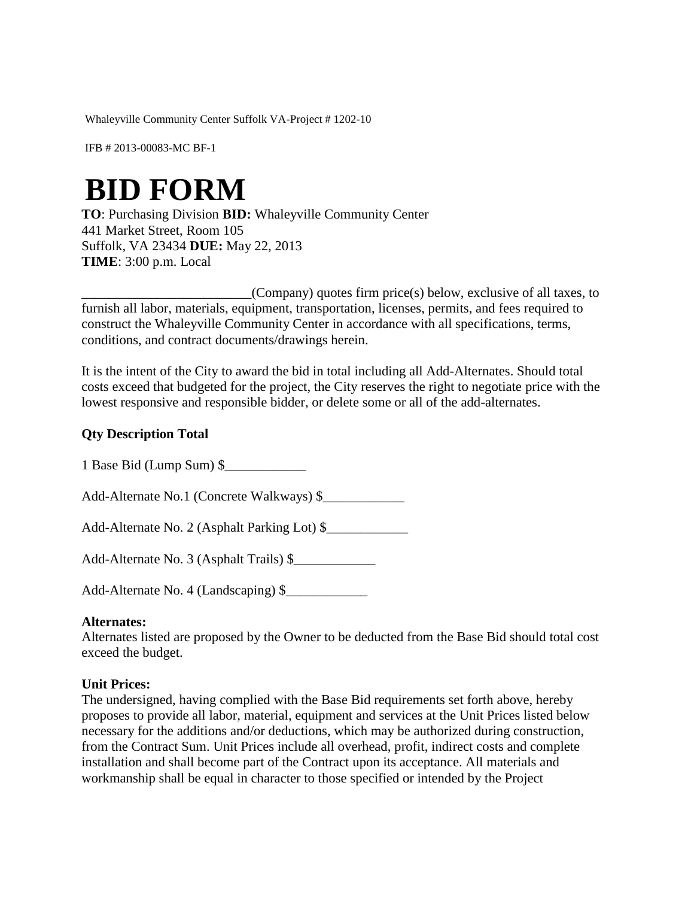Whaleyville Community Center Suffolk VA-Project # 1202-10

IFB # 2013-00083-MC BF-1

# BID FORM

**TO**: Purchasing Division **BID:** Whaleyville Community Center
441 Market Street, Room 105
Suffolk, VA 23434 **DUE:** May 22, 2013
**TIME**: 3:00 p.m. Local

_________________________(Company) quotes firm price(s) below, exclusive of all taxes, to furnish all labor, materials, equipment, transportation, licenses, permits, and fees required to construct the Whaleyville Community Center in accordance with all specifications, terms, conditions, and contract documents/drawings herein.

It is the intent of the City to award the bid in total including all Add-Alternates. Should total costs exceed that budgeted for the project, the City reserves the right to negotiate price with the lowest responsive and responsible bidder, or delete some or all of the add-alternates.

**Qty Description Total**

1 Base Bid (Lump Sum) $____________

Add-Alternate No.1 (Concrete Walkways) $____________

Add-Alternate No. 2 (Asphalt Parking Lot) $____________

Add-Alternate No. 3 (Asphalt Trails) $____________

Add-Alternate No. 4 (Landscaping) $____________

**Alternates:**
Alternates listed are proposed by the Owner to be deducted from the Base Bid should total cost exceed the budget.

**Unit Prices:**
The undersigned, having complied with the Base Bid requirements set forth above, hereby proposes to provide all labor, material, equipment and services at the Unit Prices listed below necessary for the additions and/or deductions, which may be authorized during construction, from the Contract Sum. Unit Prices include all overhead, profit, indirect costs and complete installation and shall become part of the Contract upon its acceptance. All materials and workmanship shall be equal in character to those specified or intended by the Project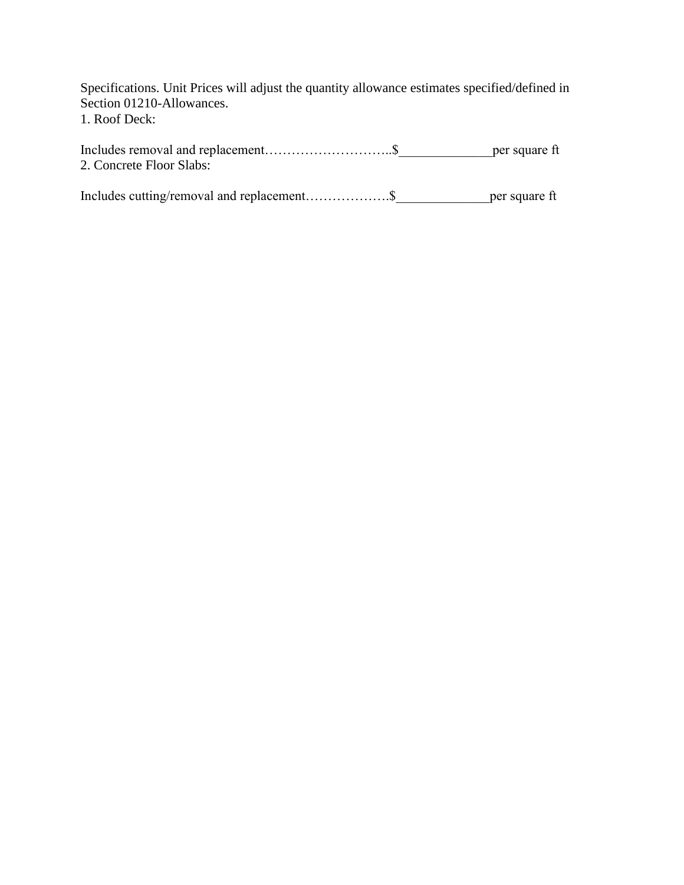Specifications. Unit Prices will adjust the quantity allowance estimates specified/defined in Section 01210-Allowances.

1. Roof Deck:

Includes removal and replacement………………………..$______________per square ft

2. Concrete Floor Slabs:

Includes cutting/removal and replacement……………….$______________per square ft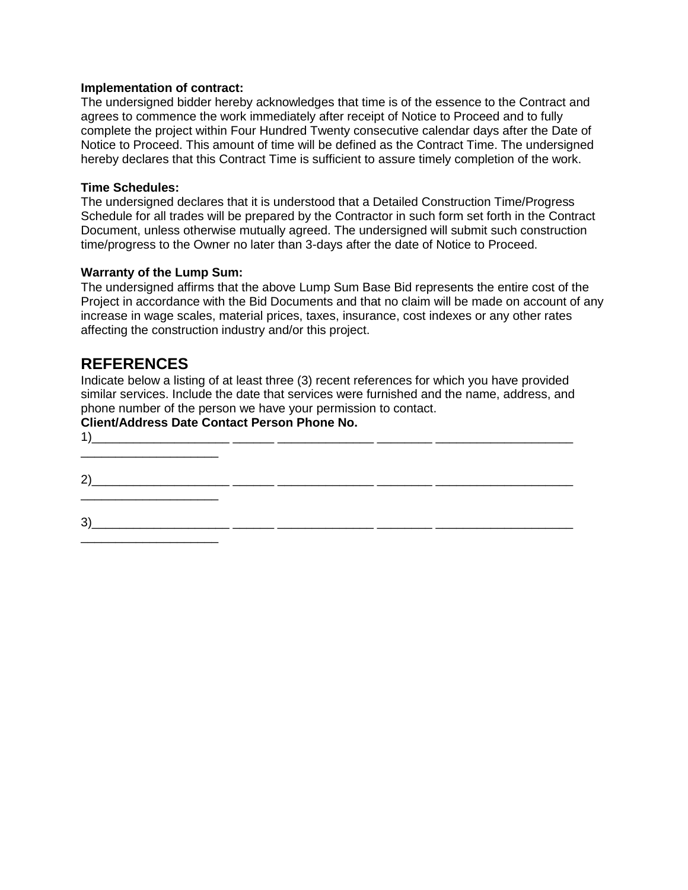**Implementation of contract:**
The undersigned bidder hereby acknowledges that time is of the essence to the Contract and agrees to commence the work immediately after receipt of Notice to Proceed and to fully complete the project within Four Hundred Twenty consecutive calendar days after the Date of Notice to Proceed. This amount of time will be defined as the Contract Time. The undersigned hereby declares that this Contract Time is sufficient to assure timely completion of the work.

**Time Schedules:**
The undersigned declares that it is understood that a Detailed Construction Time/Progress Schedule for all trades will be prepared by the Contractor in such form set forth in the Contract Document, unless otherwise mutually agreed. The undersigned will submit such construction time/progress to the Owner no later than 3-days after the date of Notice to Proceed.

**Warranty of the Lump Sum:**
The undersigned affirms that the above Lump Sum Base Bid represents the entire cost of the Project in accordance with the Bid Documents and that no claim will be made on account of any increase in wage scales, material prices, taxes, insurance, cost indexes or any other rates affecting the construction industry and/or this project.

## REFERENCES

Indicate below a listing of at least three (3) recent references for which you have provided similar services. Include the date that services were furnished and the name, address, and phone number of the person we have your permission to contact.

**Client/Address Date Contact Person Phone No.**

1)____________________ ______ ______________ ________ ____________________
____________________

2)____________________ ______ ______________ ________ ____________________
____________________

3)____________________ ______ ______________ ________ ____________________
____________________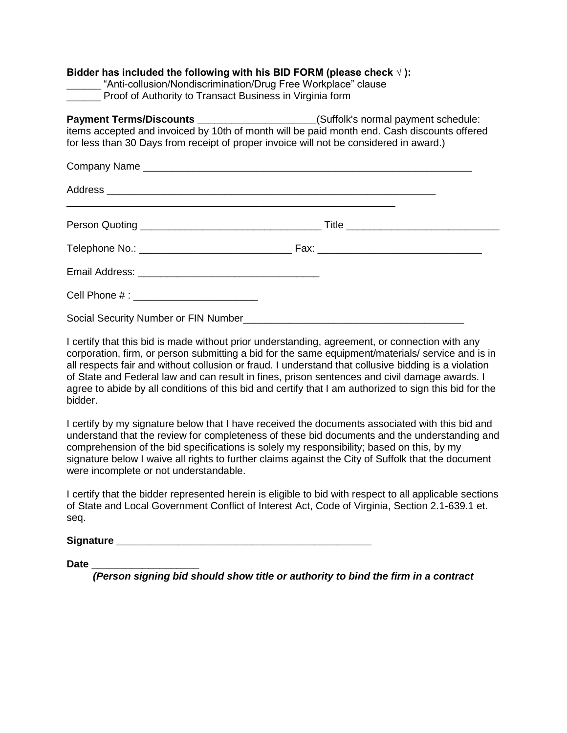**Bidder has included the following with his BID FORM (please check √ ):**

______ "Anti-collusion/Nondiscrimination/Drug Free Workplace" clause

______ Proof of Authority to Transact Business in Virginia form

**Payment Terms/Discounts** ____________________(Suffolk's normal payment schedule: items accepted and invoiced by 10th of month will be paid month end. Cash discounts offered for less than 30 Days from receipt of proper invoice will not be considered in award.)

Company Name ____________________________________________________________

Address ____________________________________________________________

____________________________________________________________

Person Quoting ________________________________ Title __________________________

Telephone No.: __________________________ Fax: ____________________________

Email Address: _______________________________

Cell Phone # : _____________________

Social Security Number or FIN Number______________________________________

I certify that this bid is made without prior understanding, agreement, or connection with any corporation, firm, or person submitting a bid for the same equipment/materials/ service and is in all respects fair and without collusion or fraud. I understand that collusive bidding is a violation of State and Federal law and can result in fines, prison sentences and civil damage awards. I agree to abide by all conditions of this bid and certify that I am authorized to sign this bid for the bidder.

I certify by my signature below that I have received the documents associated with this bid and understand that the review for completeness of these bid documents and the understanding and comprehension of the bid specifications is solely my responsibility; based on this, by my signature below I waive all rights to further claims against the City of Suffolk that the document were incomplete or not understandable.

I certify that the bidder represented herein is eligible to bid with respect to all applicable sections of State and Local Government Conflict of Interest Act, Code of Virginia, Section 2.1-639.1 et. seq.

**Signature** ____________________________________________

**Date** __________________

***(Person signing bid should show title or authority to bind the firm in a contract***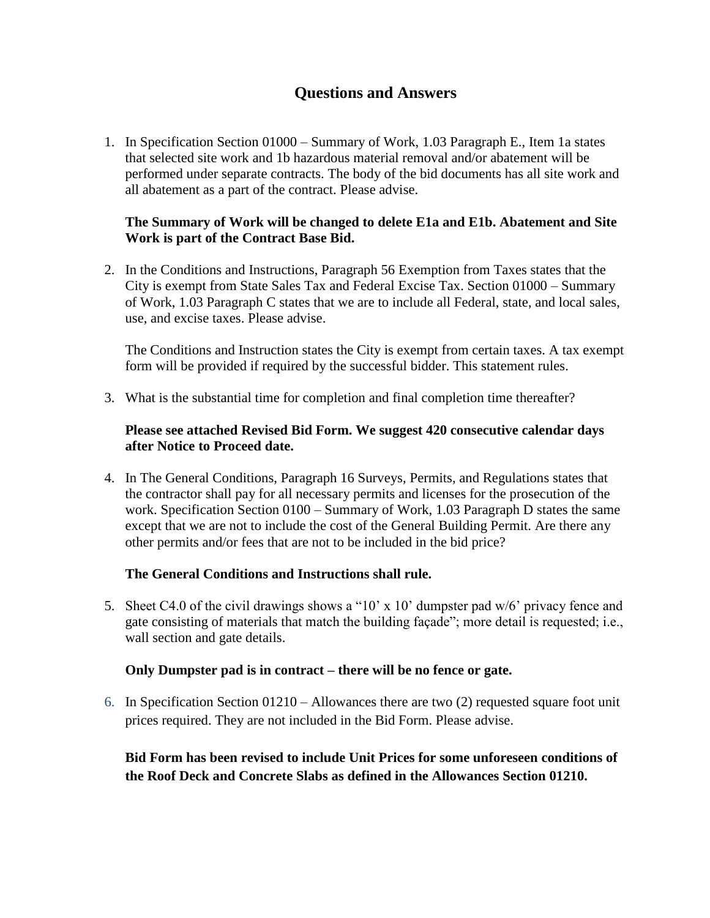# Questions and Answers

1. In Specification Section 01000 – Summary of Work, 1.03 Paragraph E., Item 1a states that selected site work and 1b hazardous material removal and/or abatement will be performed under separate contracts. The body of the bid documents has all site work and all abatement as a part of the contract. Please advise.

   **The Summary of Work will be changed to delete E1a and E1b. Abatement and Site Work is part of the Contract Base Bid.**

2. In the Conditions and Instructions, Paragraph 56 Exemption from Taxes states that the City is exempt from State Sales Tax and Federal Excise Tax. Section 01000 – Summary of Work, 1.03 Paragraph C states that we are to include all Federal, state, and local sales, use, and excise taxes. Please advise.

   The Conditions and Instruction states the City is exempt from certain taxes. A tax exempt form will be provided if required by the successful bidder. This statement rules.

3. What is the substantial time for completion and final completion time thereafter?

   **Please see attached Revised Bid Form. We suggest 420 consecutive calendar days after Notice to Proceed date.**

4. In The General Conditions, Paragraph 16 Surveys, Permits, and Regulations states that the contractor shall pay for all necessary permits and licenses for the prosecution of the work. Specification Section 0100 – Summary of Work, 1.03 Paragraph D states the same except that we are not to include the cost of the General Building Permit. Are there any other permits and/or fees that are not to be included in the bid price?

   **The General Conditions and Instructions shall rule.**

5. Sheet C4.0 of the civil drawings shows a "10' x 10' dumpster pad w/6' privacy fence and gate consisting of materials that match the building façade"; more detail is requested; i.e., wall section and gate details.

   **Only Dumpster pad is in contract – there will be no fence or gate.**

6. In Specification Section 01210 – Allowances there are two (2) requested square foot unit prices required. They are not included in the Bid Form. Please advise.

   **Bid Form has been revised to include Unit Prices for some unforeseen conditions of the Roof Deck and Concrete Slabs as defined in the Allowances Section 01210.**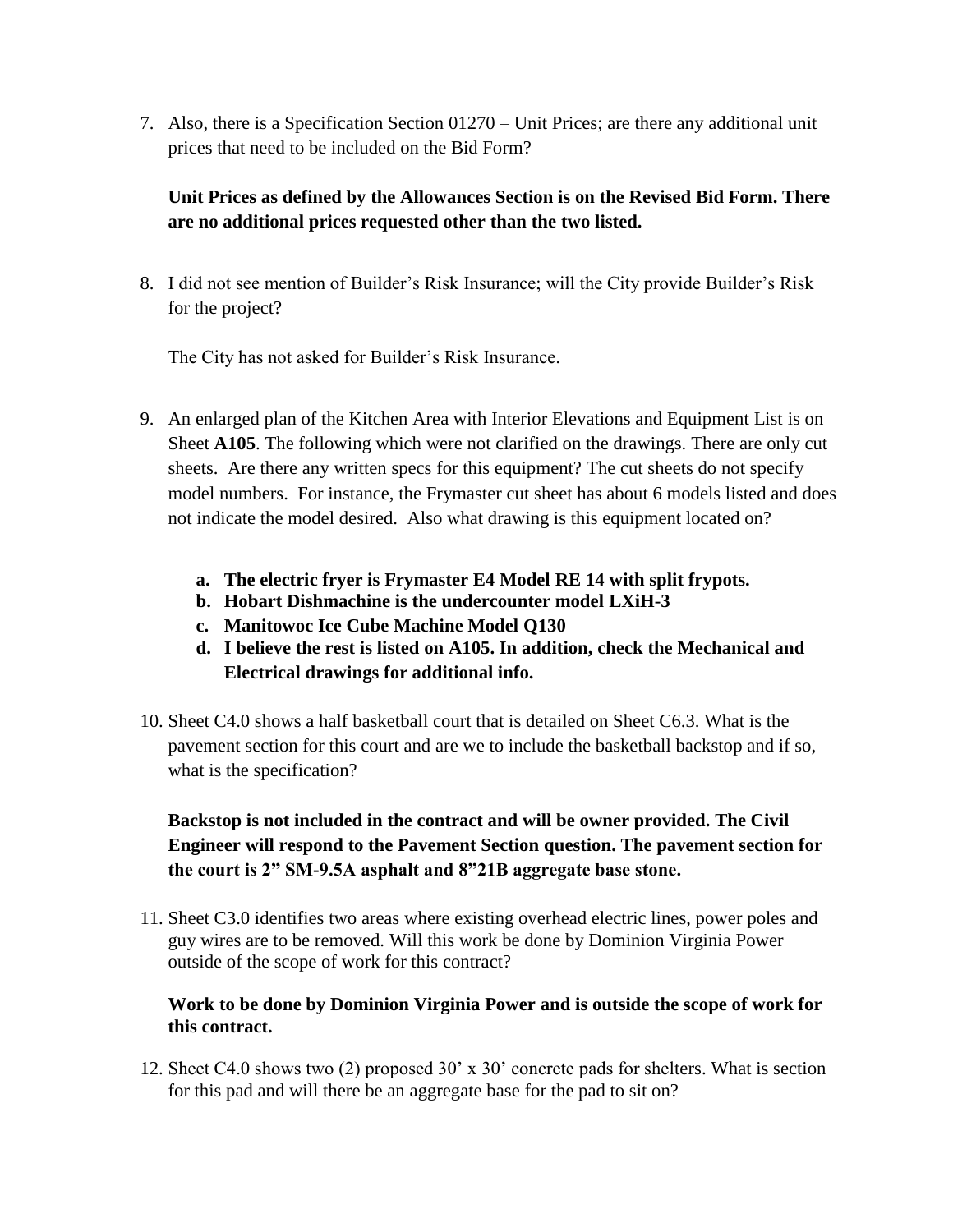7. Also, there is a Specification Section 01270 – Unit Prices; are there any additional unit prices that need to be included on the Bid Form?

   **Unit Prices as defined by the Allowances Section is on the Revised Bid Form. There are no additional prices requested other than the two listed.**

8. I did not see mention of Builder's Risk Insurance; will the City provide Builder's Risk for the project?

   The City has not asked for Builder's Risk Insurance.

9. An enlarged plan of the Kitchen Area with Interior Elevations and Equipment List is on Sheet **A105**. The following which were not clarified on the drawings. There are only cut sheets. Are there any written specs for this equipment? The cut sheets do not specify model numbers. For instance, the Frymaster cut sheet has about 6 models listed and does not indicate the model desired. Also what drawing is this equipment located on?

   a. **The electric fryer is Frymaster E4 Model RE 14 with split frypots.**
   b. **Hobart Dishmachine is the undercounter model LXiH-3**
   c. **Manitowoc Ice Cube Machine Model Q130**
   d. **I believe the rest is listed on A105. In addition, check the Mechanical and Electrical drawings for additional info.**

10. Sheet C4.0 shows a half basketball court that is detailed on Sheet C6.3. What is the pavement section for this court and are we to include the basketball backstop and if so, what is the specification?

    **Backstop is not included in the contract and will be owner provided. The Civil Engineer will respond to the Pavement Section question. The pavement section for the court is 2" SM-9.5A asphalt and 8"21B aggregate base stone.**

11. Sheet C3.0 identifies two areas where existing overhead electric lines, power poles and guy wires are to be removed. Will this work be done by Dominion Virginia Power outside of the scope of work for this contract?

    **Work to be done by Dominion Virginia Power and is outside the scope of work for this contract.**

12. Sheet C4.0 shows two (2) proposed 30' x 30' concrete pads for shelters. What is section for this pad and will there be an aggregate base for the pad to sit on?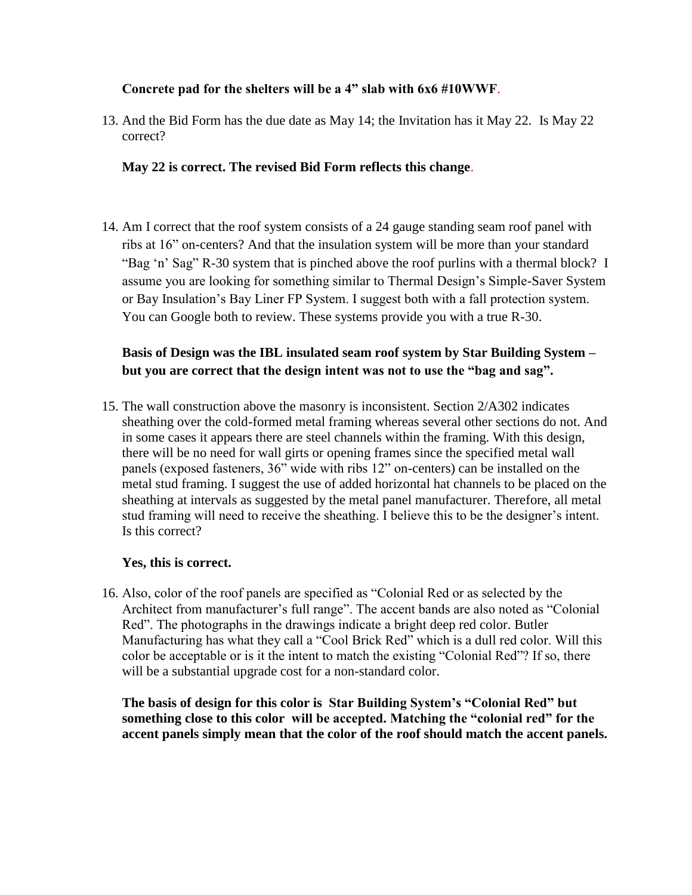**Concrete pad for the shelters will be a 4" slab with 6x6 #10WWF**.

13. And the Bid Form has the due date as May 14; the Invitation has it May 22. Is May 22 correct?

    **May 22 is correct. The revised Bid Form reflects this change**.

14. Am I correct that the roof system consists of a 24 gauge standing seam roof panel with ribs at 16" on-centers? And that the insulation system will be more than your standard "Bag 'n' Sag" R-30 system that is pinched above the roof purlins with a thermal block? I assume you are looking for something similar to Thermal Design's Simple-Saver System or Bay Insulation's Bay Liner FP System. I suggest both with a fall protection system. You can Google both to review. These systems provide you with a true R-30.

    **Basis of Design was the IBL insulated seam roof system by Star Building System – but you are correct that the design intent was not to use the "bag and sag".**

15. The wall construction above the masonry is inconsistent. Section 2/A302 indicates sheathing over the cold-formed metal framing whereas several other sections do not. And in some cases it appears there are steel channels within the framing. With this design, there will be no need for wall girts or opening frames since the specified metal wall panels (exposed fasteners, 36" wide with ribs 12" on-centers) can be installed on the metal stud framing. I suggest the use of added horizontal hat channels to be placed on the sheathing at intervals as suggested by the metal panel manufacturer. Therefore, all metal stud framing will need to receive the sheathing. I believe this to be the designer's intent. Is this correct?

    **Yes, this is correct.**

16. Also, color of the roof panels are specified as "Colonial Red or as selected by the Architect from manufacturer's full range". The accent bands are also noted as "Colonial Red". The photographs in the drawings indicate a bright deep red color. Butler Manufacturing has what they call a "Cool Brick Red" which is a dull red color. Will this color be acceptable or is it the intent to match the existing "Colonial Red"? If so, there will be a substantial upgrade cost for a non-standard color.

    **The basis of design for this color is Star Building System's "Colonial Red" but something close to this color will be accepted. Matching the "colonial red" for the accent panels simply mean that the color of the roof should match the accent panels.**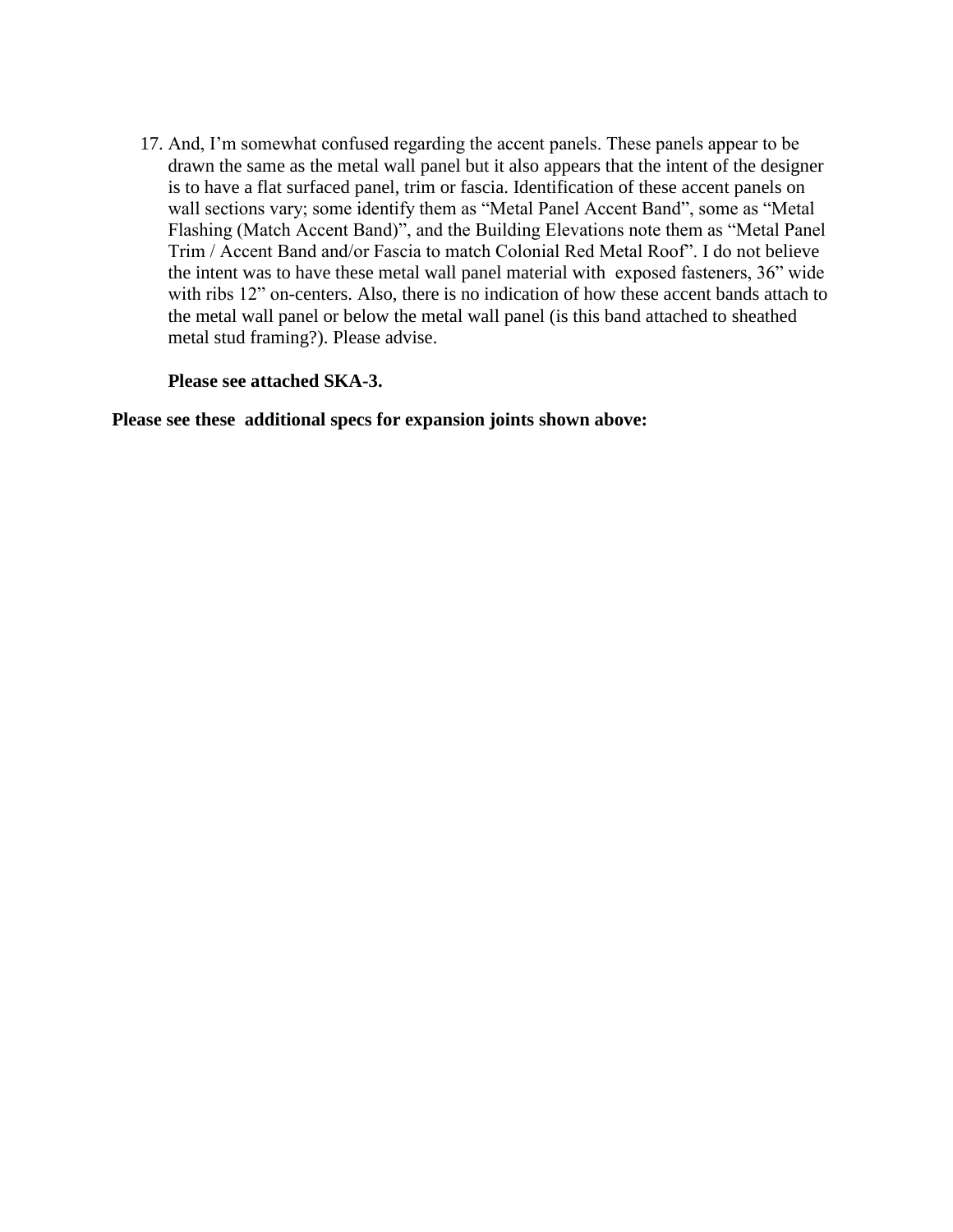17. And, I'm somewhat confused regarding the accent panels. These panels appear to be drawn the same as the metal wall panel but it also appears that the intent of the designer is to have a flat surfaced panel, trim or fascia. Identification of these accent panels on wall sections vary; some identify them as "Metal Panel Accent Band", some as "Metal Flashing (Match Accent Band)", and the Building Elevations note them as "Metal Panel Trim / Accent Band and/or Fascia to match Colonial Red Metal Roof". I do not believe the intent was to have these metal wall panel material with exposed fasteners, 36" wide with ribs 12" on-centers. Also, there is no indication of how these accent bands attach to the metal wall panel or below the metal wall panel (is this band attached to sheathed metal stud framing?). Please advise.

    **Please see attached SKA-3.**

**Please see these additional specs for expansion joints shown above:**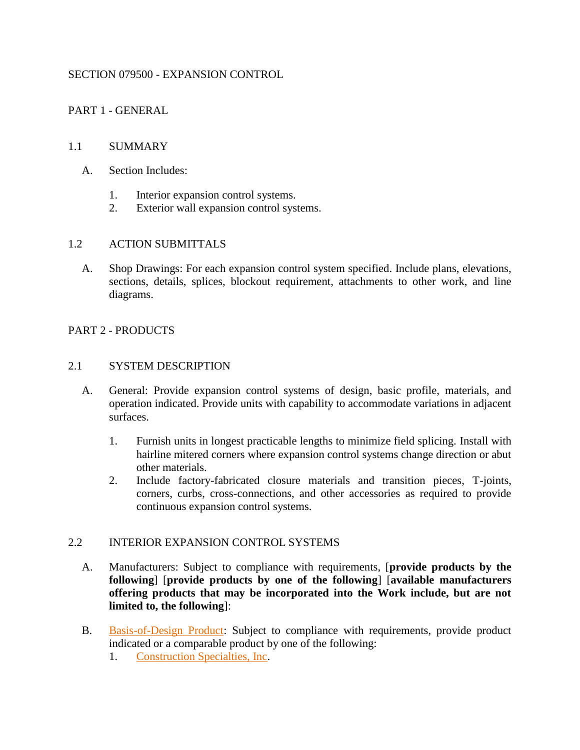SECTION 079500 - EXPANSION CONTROL

PART 1 - GENERAL

1.1 SUMMARY

A. Section Includes:

1. Interior expansion control systems.
2. Exterior wall expansion control systems.

1.2 ACTION SUBMITTALS

A. Shop Drawings: For each expansion control system specified. Include plans, elevations, sections, details, splices, blockout requirement, attachments to other work, and line diagrams.

PART 2 - PRODUCTS

2.1 SYSTEM DESCRIPTION

A. General: Provide expansion control systems of design, basic profile, materials, and operation indicated. Provide units with capability to accommodate variations in adjacent surfaces.

1. Furnish units in longest practicable lengths to minimize field splicing. Install with hairline mitered corners where expansion control systems change direction or abut other materials.
2. Include factory-fabricated closure materials and transition pieces, T-joints, corners, curbs, cross-connections, and other accessories as required to provide continuous expansion control systems.

2.2 INTERIOR EXPANSION CONTROL SYSTEMS

A. Manufacturers: Subject to compliance with requirements, [**provide products by the following**] [**provide products by one of the following**] [**available manufacturers offering products that may be incorporated into the Work include, but are not limited to, the following**]:

B. Basis-of-Design Product: Subject to compliance with requirements, provide product indicated or a comparable product by one of the following:
1. Construction Specialties, Inc.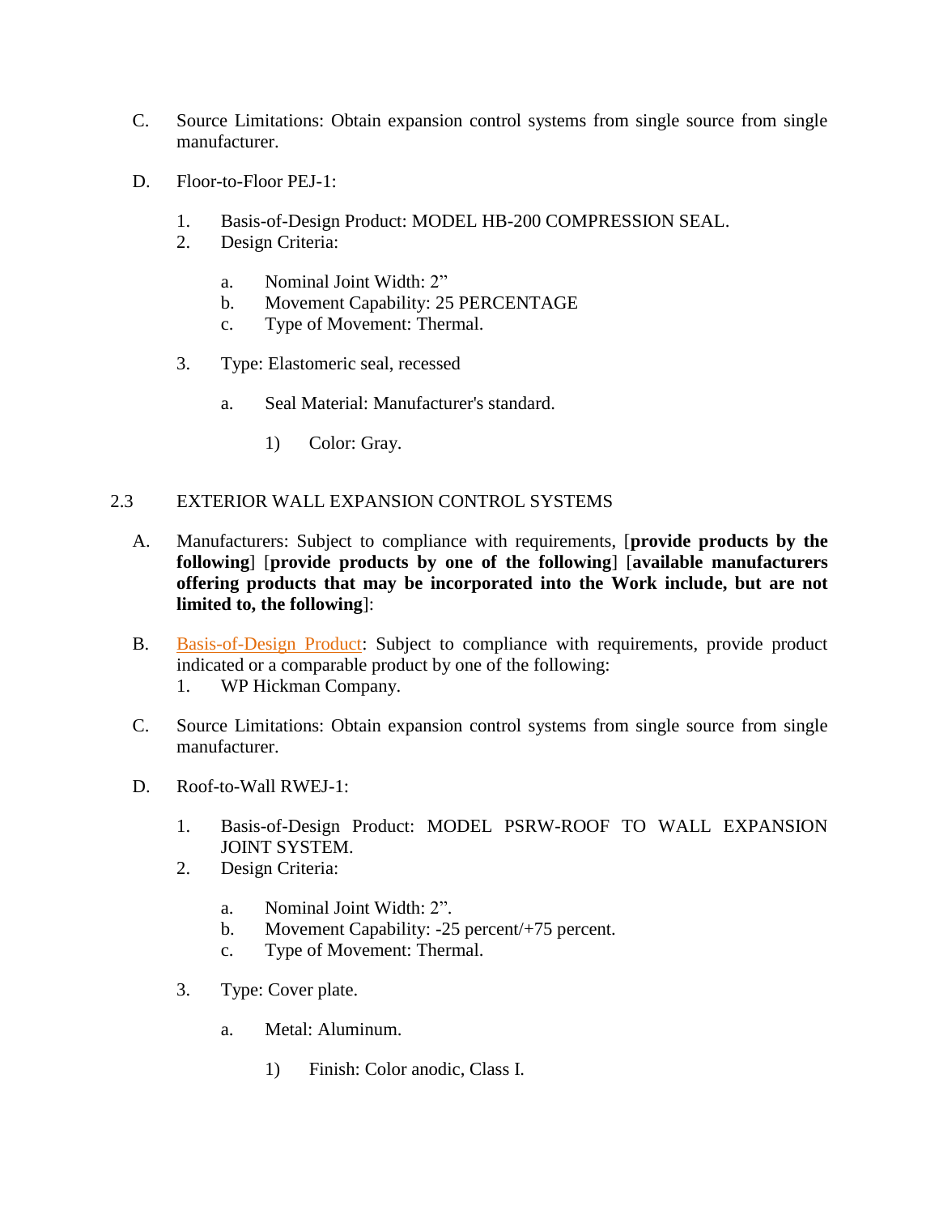C. Source Limitations: Obtain expansion control systems from single source from single manufacturer.

D. Floor-to-Floor PEJ-1:

1. Basis-of-Design Product: MODEL HB-200 COMPRESSION SEAL.
2. Design Criteria:

   a. Nominal Joint Width: 2”
   b. Movement Capability: 25 PERCENTAGE
   c. Type of Movement: Thermal.

3. Type: Elastomeric seal, recessed

   a. Seal Material: Manufacturer's standard.

      1) Color: Gray.

## 2.3 EXTERIOR WALL EXPANSION CONTROL SYSTEMS

A. Manufacturers: Subject to compliance with requirements, [**provide products by the following**] [**provide products by one of the following**] [**available manufacturers offering products that may be incorporated into the Work include, but are not limited to, the following**]:

B. Basis-of-Design Product: Subject to compliance with requirements, provide product indicated or a comparable product by one of the following:

1. WP Hickman Company.

C. Source Limitations: Obtain expansion control systems from single source from single manufacturer.

D. Roof-to-Wall RWEJ-1:

1. Basis-of-Design Product: MODEL PSRW-ROOF TO WALL EXPANSION JOINT SYSTEM.
2. Design Criteria:

   a. Nominal Joint Width: 2”.
   b. Movement Capability: -25 percent/+75 percent.
   c. Type of Movement: Thermal.

3. Type: Cover plate.

   a. Metal: Aluminum.

      1) Finish: Color anodic, Class I.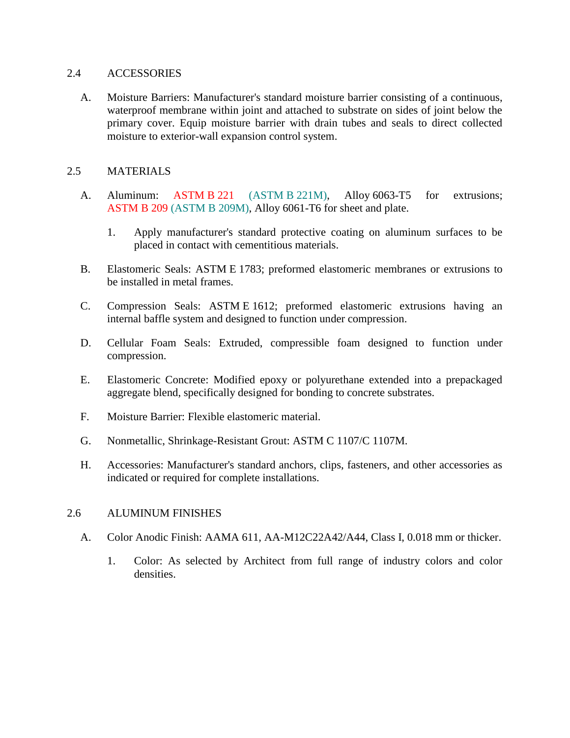## 2.4 ACCESSORIES

A. Moisture Barriers: Manufacturer's standard moisture barrier consisting of a continuous, waterproof membrane within joint and attached to substrate on sides of joint below the primary cover. Equip moisture barrier with drain tubes and seals to direct collected moisture to exterior-wall expansion control system.

## 2.5 MATERIALS

A. Aluminum: ASTM B 221 (ASTM B 221M), Alloy 6063-T5 for extrusions; ASTM B 209 (ASTM B 209M), Alloy 6061-T6 for sheet and plate.

   1. Apply manufacturer's standard protective coating on aluminum surfaces to be placed in contact with cementitious materials.

B. Elastomeric Seals: ASTM E 1783; preformed elastomeric membranes or extrusions to be installed in metal frames.

C. Compression Seals: ASTM E 1612; preformed elastomeric extrusions having an internal baffle system and designed to function under compression.

D. Cellular Foam Seals: Extruded, compressible foam designed to function under compression.

E. Elastomeric Concrete: Modified epoxy or polyurethane extended into a prepackaged aggregate blend, specifically designed for bonding to concrete substrates.

F. Moisture Barrier: Flexible elastomeric material.

G. Nonmetallic, Shrinkage-Resistant Grout: ASTM C 1107/C 1107M.

H. Accessories: Manufacturer's standard anchors, clips, fasteners, and other accessories as indicated or required for complete installations.

## 2.6 ALUMINUM FINISHES

A. Color Anodic Finish: AAMA 611, AA-M12C22A42/A44, Class I, 0.018 mm or thicker.

   1. Color: As selected by Architect from full range of industry colors and color densities.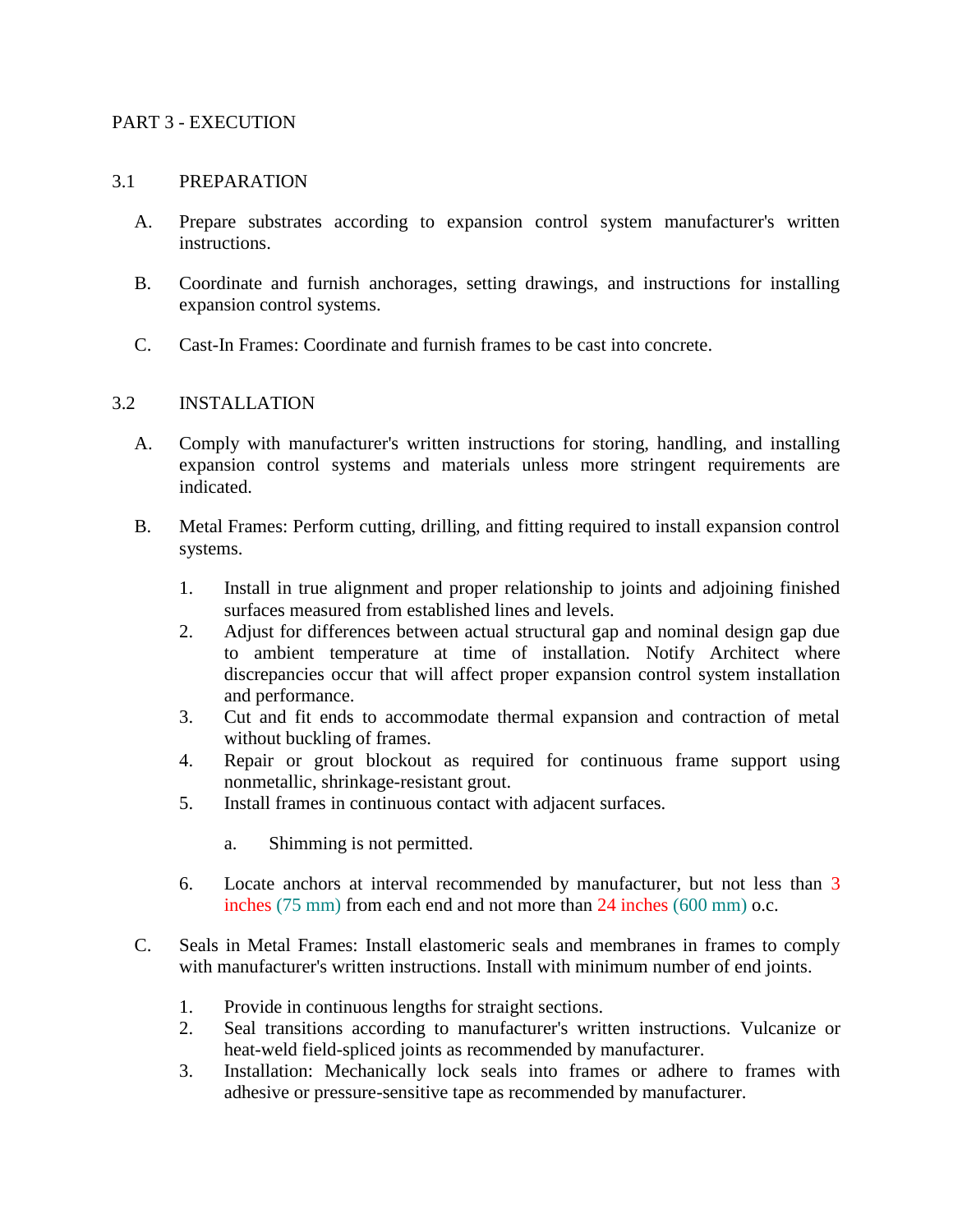## PART 3 - EXECUTION

### 3.1 PREPARATION

A. Prepare substrates according to expansion control system manufacturer's written instructions.

B. Coordinate and furnish anchorages, setting drawings, and instructions for installing expansion control systems.

C. Cast-In Frames: Coordinate and furnish frames to be cast into concrete.

### 3.2 INSTALLATION

A. Comply with manufacturer's written instructions for storing, handling, and installing expansion control systems and materials unless more stringent requirements are indicated.

B. Metal Frames: Perform cutting, drilling, and fitting required to install expansion control systems.

1. Install in true alignment and proper relationship to joints and adjoining finished surfaces measured from established lines and levels.
2. Adjust for differences between actual structural gap and nominal design gap due to ambient temperature at time of installation. Notify Architect where discrepancies occur that will affect proper expansion control system installation and performance.
3. Cut and fit ends to accommodate thermal expansion and contraction of metal without buckling of frames.
4. Repair or grout blockout as required for continuous frame support using nonmetallic, shrinkage-resistant grout.
5. Install frames in continuous contact with adjacent surfaces.

    a. Shimming is not permitted.

6. Locate anchors at interval recommended by manufacturer, but not less than 3 inches (75 mm) from each end and not more than 24 inches (600 mm) o.c.

C. Seals in Metal Frames: Install elastomeric seals and membranes in frames to comply with manufacturer's written instructions. Install with minimum number of end joints.

1. Provide in continuous lengths for straight sections.
2. Seal transitions according to manufacturer's written instructions. Vulcanize or heat-weld field-spliced joints as recommended by manufacturer.
3. Installation: Mechanically lock seals into frames or adhere to frames with adhesive or pressure-sensitive tape as recommended by manufacturer.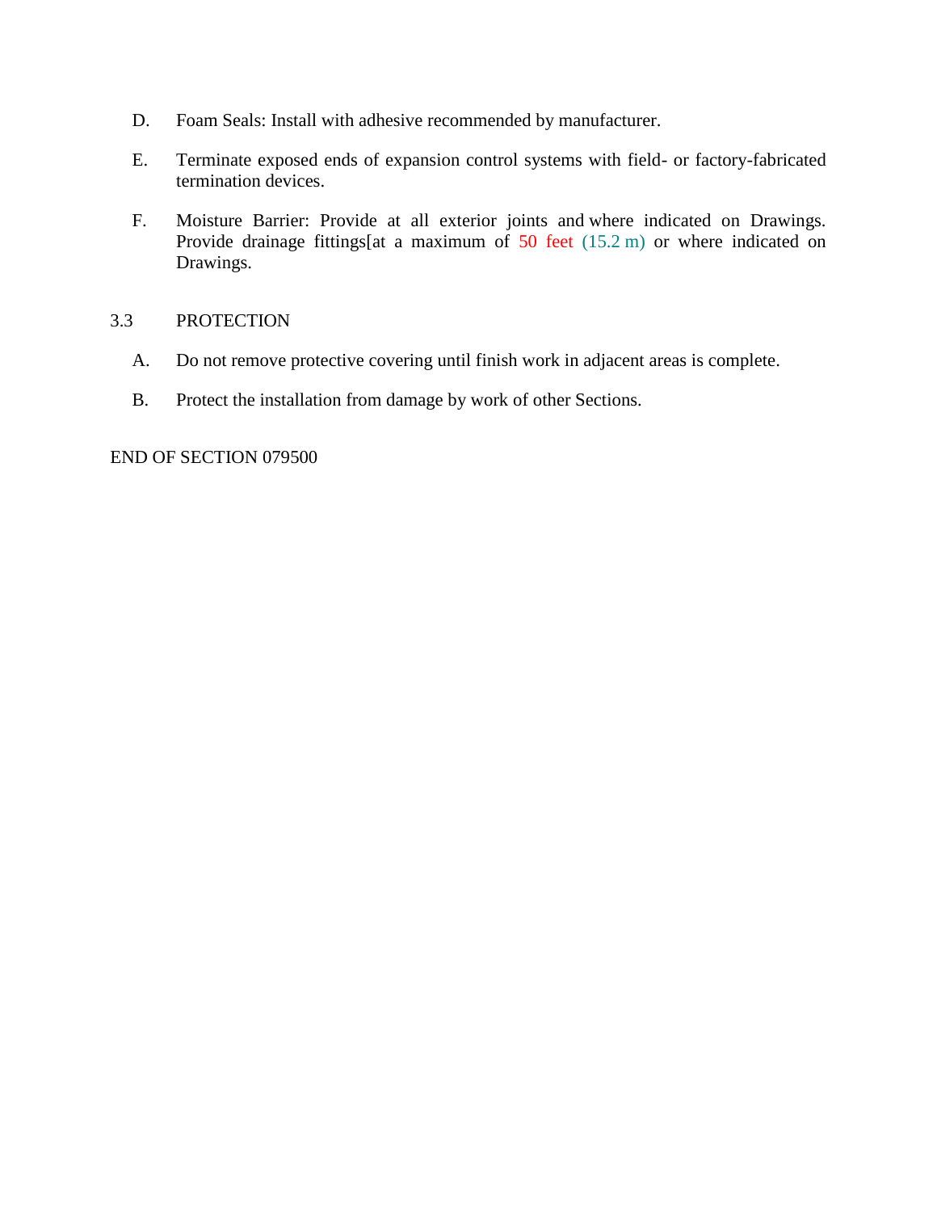D. Foam Seals: Install with adhesive recommended by manufacturer.

E. Terminate exposed ends of expansion control systems with field- or factory-fabricated termination devices.

F. Moisture Barrier: Provide at all exterior joints and where indicated on Drawings. Provide drainage fittings[at a maximum of 50 feet (15.2 m) or where indicated on Drawings.

## 3.3 PROTECTION

A. Do not remove protective covering until finish work in adjacent areas is complete.

B. Protect the installation from damage by work of other Sections.

END OF SECTION 079500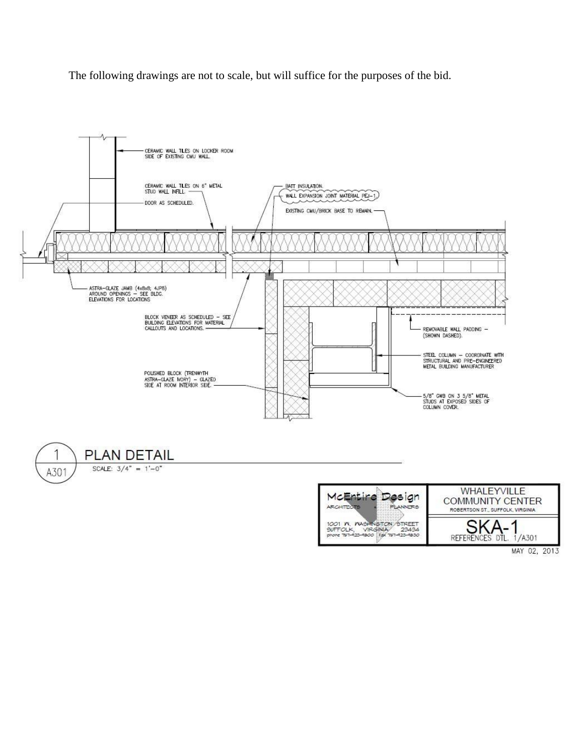The following drawings are not to scale, but will suffice for the purposes of the bid.

CERAMIC WALL TILES ON LOCKER ROOM SIDE OF EXISTING CMU WALL.

CERAMIC WALL TILES ON 6" METAL STUD WALL INFILL.

DOOR AS SCHEDULED.

BATT INSULATION.

WALL EXPANSION JOINT MATERIAL PEJ-1.

EXISTING CMU/BRICK BASE TO REMAIN.

ASTRA-GLAZE JAMB (4x8x8; 4JP8) AROUND OPENINGS – SEE BLDG. ELEVATIONS FOR LOCATIONS

BLOCK VENEER AS SCHEDULED – SEE BUILDING ELEVATIONS FOR MATERIAL CALLOUTS AND LOCATIONS.

REMOVABLE WALL PADDING – (SHOWN DASHED).

STEEL COLUMN – COORDINATE WITH STRUCTURAL AND PRE-ENGINEERED METAL BUILDING MANUFACTURER

POLISHED BLOCK (TRENWYTH ASTRA-GLAZE IVORY) – GLAZED SIDE AT ROOM INTERIOR SIDE.

5/8" GWB ON 3 5/8" METAL STUDS AT EXPOSED SIDES OF COLUMN COVER.

1 / A301 **PLAN DETAIL**
SCALE: 3/4" = 1'-0"

McEntire Design
ARCHITECTS • PLANNERS
1001 W. WASHINGTON STREET
SUFFOLK, VIRGINIA 23434
phone 757-925-9800 fax 757-925-9830

WHALEYVILLE COMMUNITY CENTER
ROBERTSON ST., SUFFOLK, VIRGINIA

SKA-1
REFERENCES DTL. 1/A301

MAY 02, 2013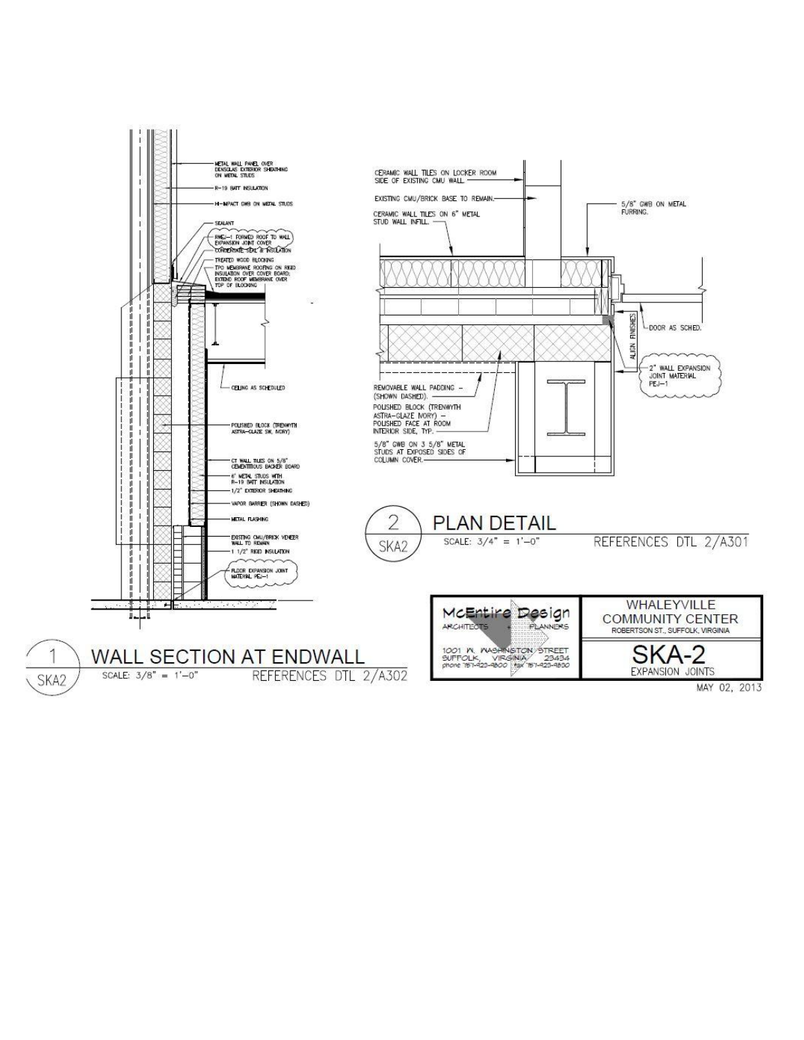METAL WALL PANEL OVER DENSGLAS EXTERIOR SHEATHING ON METAL STUDS

R-19 BATT INSULATION

HI-IMPACT GWB ON METAL STUDS

SEALANT

RWEJ-1 FORMED ROOF TO WALL EXPANSION JOINT COVER

COMPRESSIBLE SEAL & INSULATION

TREATED WOOD BLOCKING

TPO MEMBRANE ROOFING ON RIGID INSULATION OVER COVER BOARD; EXTEND ROOF MEMBRANE OVER TOP OF BLOCKING

CEILING AS SCHEDULED

POLISHED BLOCK (TRENWYTH ASTRA-GLAZE SW, IVORY)

CT WALL TILES ON 5/8" CEMENTITIOUS BACKER BOARD

6" METAL STUDS WITH R-19 BATT INSULATION

1/2" EXTERIOR SHEATHING

VAPOR BARRIER (SHOWN DASHED)

METAL FLASHING

EXISTING CMU/BRICK VENEER WALL TO REMAIN

1 1/2" RIGID INSULATION

FLOOR EXPANSION JOINT MATERIAL PEJ-1

## 1 SKA2 WALL SECTION AT ENDWALL

SCALE: 3/8" = 1'-0"

REFERENCES DTL 2/A302

CERAMIC WALL TILES ON LOCKER ROOM SIDE OF EXISTING CMU WALL.

EXISTING CMU/BRICK BASE TO REMAIN.

CERAMIC WALL TILES ON 6" METAL STUD WALL INFILL.

5/8" GWB ON METAL FURRING.

DOOR AS SCHED.

ALIGN FINISHES

2" WALL EXPANSION JOINT MATERIAL PEJ-1

REMOVABLE WALL PADDING - (SHOWN DASHED).

POLISHED BLOCK (TRENWYTH ASTRA-GLAZE IVORY) - POLISHED FACE AT ROOM INTERIOR SIDE, TYP.

5/8" GWB ON 3 5/8" METAL STUDS AT EXPOSED SIDES OF COLUMN COVER.

## 2 SKA2 PLAN DETAIL

SCALE: 3/4" = 1'-0"

REFERENCES DTL 2/A301

McEntire Design
ARCHITECTS • PLANNERS
1001 W. WASHINGTON STREET
SUFFOLK, VIRGINIA 23434
phone 757-925-9800 fax 757-925-9830

WHALEYVILLE COMMUNITY CENTER
ROBERTSON ST., SUFFOLK, VIRGINIA

**SKA-2**
EXPANSION JOINTS

MAY 02, 2013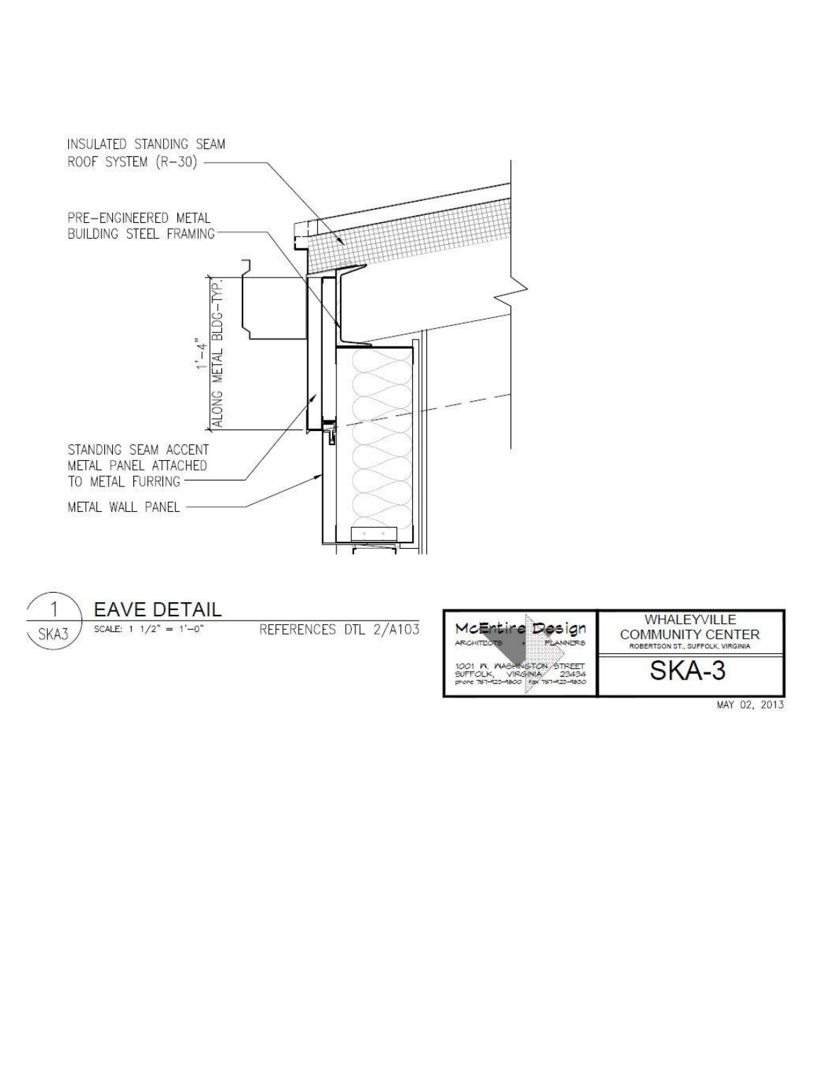INSULATED STANDING SEAM ROOF SYSTEM (R-30)

PRE-ENGINEERED METAL BUILDING STEEL FRAMING

1'-4" ALONG METAL BLDG-TYP.

STANDING SEAM ACCENT METAL PANEL ATTACHED TO METAL FURRING

METAL WALL PANEL

1
SKA3

## EAVE DETAIL

SCALE: 1 1/2" = 1'-0"

REFERENCES DTL 2/A103

McEntire Design
ARCHITECTS + PLANNERS
1001 W. WASHINGTON STREET
SUFFOLK, VIRGINIA 23434
phone 757-923-9800 fax 757-923-9830

WHALEYVILLE COMMUNITY CENTER
ROBERTSON ST., SUFFOLK, VIRGINIA

SKA-3

MAY 02, 2013